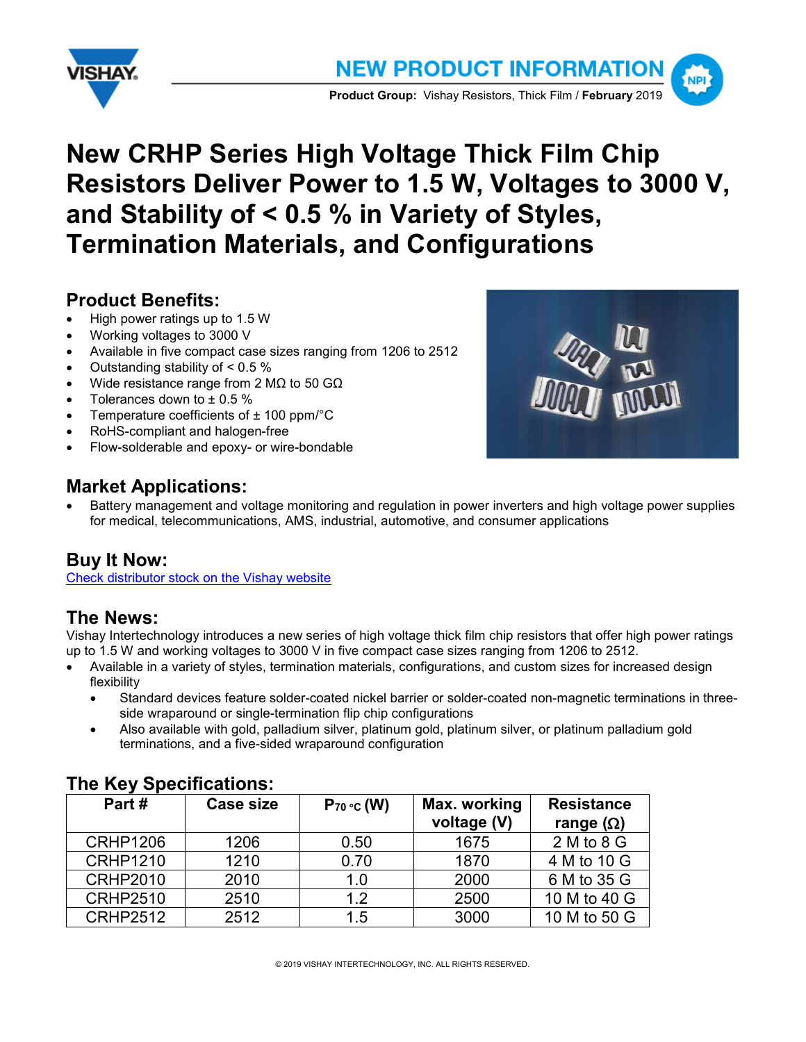NEW PRODUCT INFORMATION

**Product Group:** Vishay Resistors, Thick Film / **February** 2019

# New CRHP Series High Voltage Thick Film Chip Resistors Deliver Power to 1.5 W, Voltages to 3000 V, and Stability of < 0.5 % in Variety of Styles, Termination Materials, and Configurations

## Product Benefits:

- High power ratings up to 1.5 W
- Working voltages to 3000 V
- Available in five compact case sizes ranging from 1206 to 2512
- Outstanding stability of < 0.5 %
- Wide resistance range from 2 MΩ to 50 GΩ
- Tolerances down to ± 0.5 %
- Temperature coefficients of ± 100 ppm/°C
- RoHS-compliant and halogen-free
- Flow-solderable and epoxy- or wire-bondable

## Market Applications:

- Battery management and voltage monitoring and regulation in power inverters and high voltage power supplies for medical, telecommunications, AMS, industrial, automotive, and consumer applications

## Buy It Now:

Check distributor stock on the Vishay website

## The News:

Vishay Intertechnology introduces a new series of high voltage thick film chip resistors that offer high power ratings up to 1.5 W and working voltages to 3000 V in five compact case sizes ranging from 1206 to 2512.

- Available in a variety of styles, termination materials, configurations, and custom sizes for increased design flexibility
  - Standard devices feature solder-coated nickel barrier or solder-coated non-magnetic terminations in three-side wraparound or single-termination flip chip configurations
  - Also available with gold, palladium silver, platinum gold, platinum silver, or platinum palladium gold terminations, and a five-sided wraparound configuration

## The Key Specifications:

| Part # | Case size | $P_{70\,°C}$ (W) | Max. working voltage (V) | Resistance range (Ω) |
|---|---|---|---|---|
| CRHP1206 | 1206 | 0.50 | 1675 | 2 M to 8 G |
| CRHP1210 | 1210 | 0.70 | 1870 | 4 M to 10 G |
| CRHP2010 | 2010 | 1.0 | 2000 | 6 M to 35 G |
| CRHP2510 | 2510 | 1.2 | 2500 | 10 M to 40 G |
| CRHP2512 | 2512 | 1.5 | 3000 | 10 M to 50 G |

© 2019 VISHAY INTERTECHNOLOGY, INC. ALL RIGHTS RESERVED.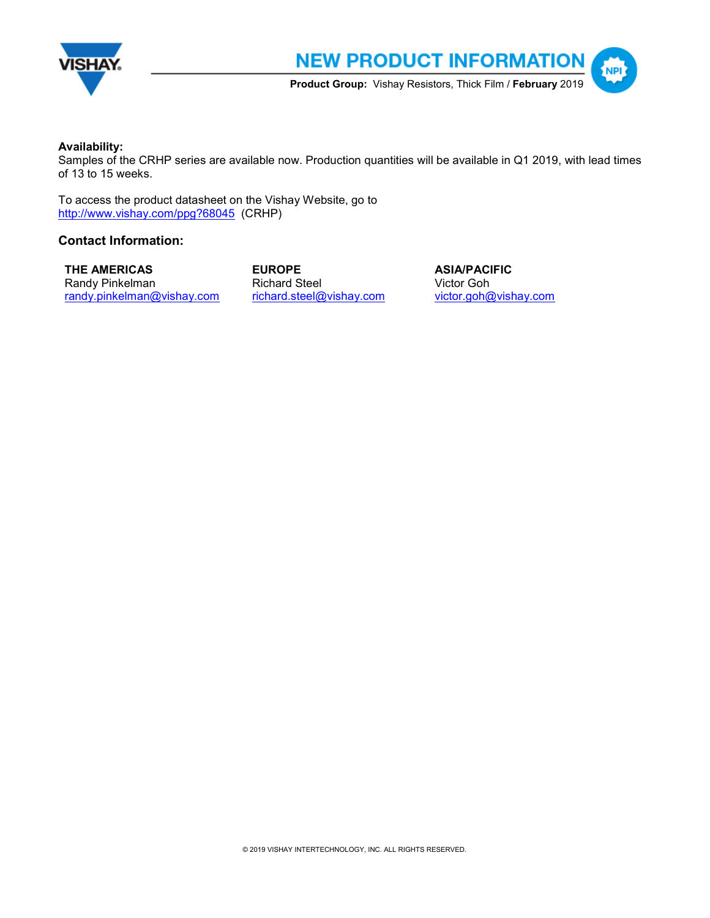**Availability:**

Samples of the CRHP series are available now. Production quantities will be available in Q1 2019, with lead times of 13 to 15 weeks.

To access the product datasheet on the Vishay Website, go to
http://www.vishay.com/ppg?68045 (CRHP)

### Contact Information:

**THE AMERICAS**
Randy Pinkelman
randy.pinkelman@vishay.com

**EUROPE**
Richard Steel
richard.steel@vishay.com

**ASIA/PACIFIC**
Victor Goh
victor.goh@vishay.com

© 2019 VISHAY INTERTECHNOLOGY, INC. ALL RIGHTS RESERVED.